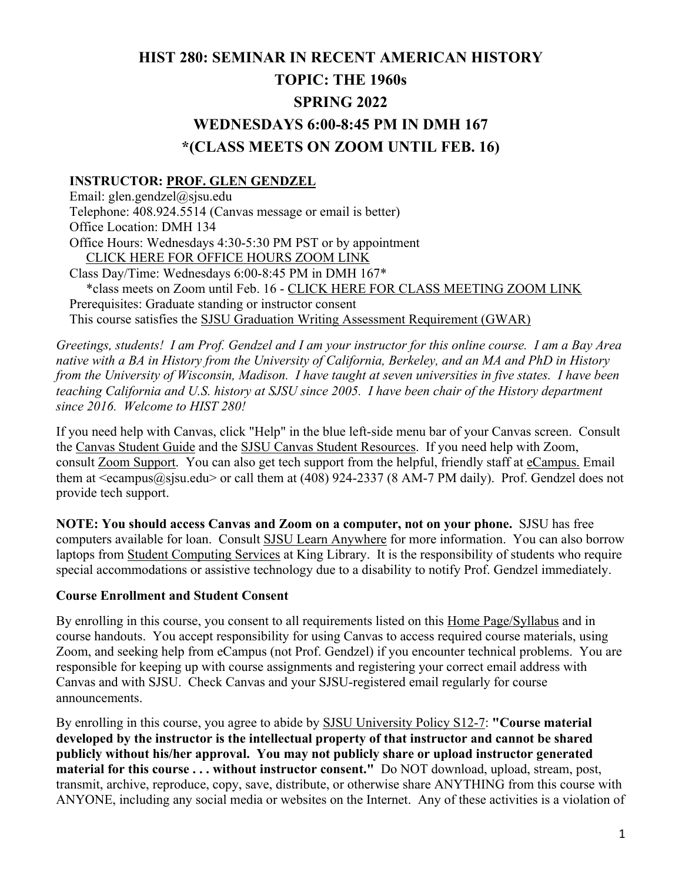# HIST 280: SEMINAR IN RECENT AMERICAN HISTORY

# TOPIC: THE 1960s

# SPRING 2022

# WEDNESDAYS 6:00-8:45 PM IN DMH 167

# *(CLASS MEETS ON ZOOM UNTIL FEB. 16)

**INSTRUCTOR: PROF. GLEN GENDZEL**

Email: glen.gendzel@sjsu.edu
Telephone: 408.924.5514 (Canvas message or email is better)
Office Location: DMH 134
Office Hours: Wednesdays 4:30-5:30 PM PST or by appointment
CLICK HERE FOR OFFICE HOURS ZOOM LINK
Class Day/Time: Wednesdays 6:00-8:45 PM in DMH 167*
*class meets on Zoom until Feb. 16 - CLICK HERE FOR CLASS MEETING ZOOM LINK
Prerequisites: Graduate standing or instructor consent
This course satisfies the SJSU Graduation Writing Assessment Requirement (GWAR)

*Greetings, students! I am Prof. Gendzel and I am your instructor for this online course. I am a Bay Area native with a BA in History from the University of California, Berkeley, and an MA and PhD in History from the University of Wisconsin, Madison. I have taught at seven universities in five states. I have been teaching California and U.S. history at SJSU since 2005. I have been chair of the History department since 2016. Welcome to HIST 280!*

If you need help with Canvas, click "Help" in the blue left-side menu bar of your Canvas screen. Consult the Canvas Student Guide and the SJSU Canvas Student Resources. If you need help with Zoom, consult Zoom Support. You can also get tech support from the helpful, friendly staff at eCampus. Email them at <ecampus@sjsu.edu> or call them at (408) 924-2337 (8 AM-7 PM daily). Prof. Gendzel does not provide tech support.

**NOTE: You should access Canvas and Zoom on a computer, not on your phone.** SJSU has free computers available for loan. Consult SJSU Learn Anywhere for more information. You can also borrow laptops from Student Computing Services at King Library. It is the responsibility of students who require special accommodations or assistive technology due to a disability to notify Prof. Gendzel immediately.

**Course Enrollment and Student Consent**

By enrolling in this course, you consent to all requirements listed on this Home Page/Syllabus and in course handouts. You accept responsibility for using Canvas to access required course materials, using Zoom, and seeking help from eCampus (not Prof. Gendzel) if you encounter technical problems. You are responsible for keeping up with course assignments and registering your correct email address with Canvas and with SJSU. Check Canvas and your SJSU-registered email regularly for course announcements.

By enrolling in this course, you agree to abide by SJSU University Policy S12-7: **"Course material developed by the instructor is the intellectual property of that instructor and cannot be shared publicly without his/her approval. You may not publicly share or upload instructor generated material for this course . . . without instructor consent."** Do NOT download, upload, stream, post, transmit, archive, reproduce, copy, save, distribute, or otherwise share ANYTHING from this course with ANYONE, including any social media or websites on the Internet. Any of these activities is a violation of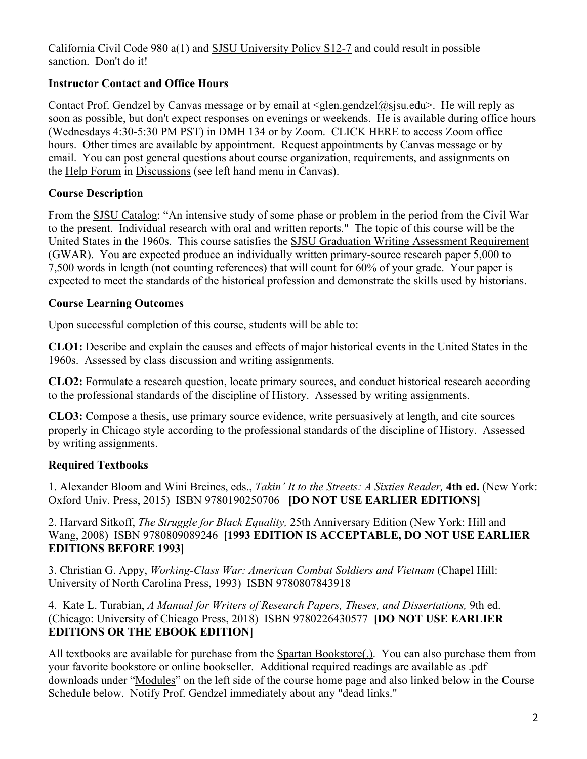California Civil Code 980 a(1) and SJSU University Policy S12-7 and could result in possible sanction. Don't do it!

### Instructor Contact and Office Hours

Contact Prof. Gendzel by Canvas message or by email at <glen.gendzel@sjsu.edu>. He will reply as soon as possible, but don't expect responses on evenings or weekends. He is available during office hours (Wednesdays 4:30-5:30 PM PST) in DMH 134 or by Zoom. CLICK HERE to access Zoom office hours. Other times are available by appointment. Request appointments by Canvas message or by email. You can post general questions about course organization, requirements, and assignments on the Help Forum in Discussions (see left hand menu in Canvas).

### Course Description

From the SJSU Catalog: "An intensive study of some phase or problem in the period from the Civil War to the present. Individual research with oral and written reports." The topic of this course will be the United States in the 1960s. This course satisfies the SJSU Graduation Writing Assessment Requirement (GWAR). You are expected produce an individually written primary-source research paper 5,000 to 7,500 words in length (not counting references) that will count for 60% of your grade. Your paper is expected to meet the standards of the historical profession and demonstrate the skills used by historians.

### Course Learning Outcomes

Upon successful completion of this course, students will be able to:

**CLO1:** Describe and explain the causes and effects of major historical events in the United States in the 1960s. Assessed by class discussion and writing assignments.

**CLO2:** Formulate a research question, locate primary sources, and conduct historical research according to the professional standards of the discipline of History. Assessed by writing assignments.

**CLO3:** Compose a thesis, use primary source evidence, write persuasively at length, and cite sources properly in Chicago style according to the professional standards of the discipline of History. Assessed by writing assignments.

### Required Textbooks

1. Alexander Bloom and Wini Breines, eds., *Takin' It to the Streets: A Sixties Reader,* **4th ed.** (New York: Oxford Univ. Press, 2015) ISBN 9780190250706 **[DO NOT USE EARLIER EDITIONS]**

2. Harvard Sitkoff, *The Struggle for Black Equality,* 25th Anniversary Edition (New York: Hill and Wang, 2008) ISBN 9780809089246 **[1993 EDITION IS ACCEPTABLE, DO NOT USE EARLIER EDITIONS BEFORE 1993]**

3. Christian G. Appy, *Working-Class War: American Combat Soldiers and Vietnam* (Chapel Hill: University of North Carolina Press, 1993) ISBN 9780807843918

4. Kate L. Turabian, *A Manual for Writers of Research Papers, Theses, and Dissertations,* 9th ed. (Chicago: University of Chicago Press, 2018) ISBN 9780226430577 **[DO NOT USE EARLIER EDITIONS OR THE EBOOK EDITION]**

All textbooks are available for purchase from the Spartan Bookstore(.). You can also purchase them from your favorite bookstore or online bookseller. Additional required readings are available as .pdf downloads under "Modules" on the left side of the course home page and also linked below in the Course Schedule below. Notify Prof. Gendzel immediately about any "dead links."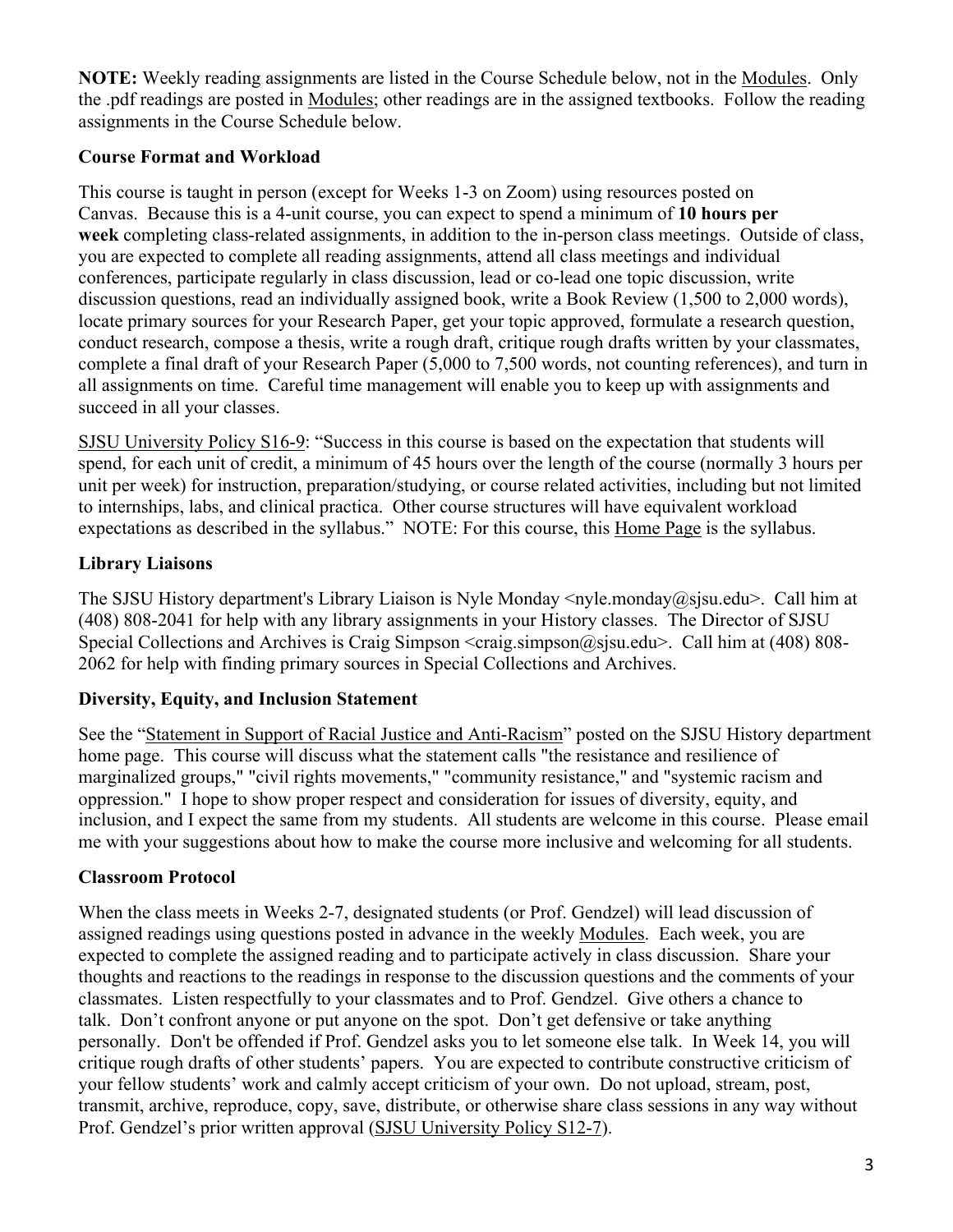**NOTE:** Weekly reading assignments are listed in the Course Schedule below, not in the Modules. Only the .pdf readings are posted in Modules; other readings are in the assigned textbooks. Follow the reading assignments in the Course Schedule below.

### Course Format and Workload

This course is taught in person (except for Weeks 1-3 on Zoom) using resources posted on Canvas. Because this is a 4-unit course, you can expect to spend a minimum of **10 hours per week** completing class-related assignments, in addition to the in-person class meetings. Outside of class, you are expected to complete all reading assignments, attend all class meetings and individual conferences, participate regularly in class discussion, lead or co-lead one topic discussion, write discussion questions, read an individually assigned book, write a Book Review (1,500 to 2,000 words), locate primary sources for your Research Paper, get your topic approved, formulate a research question, conduct research, compose a thesis, write a rough draft, critique rough drafts written by your classmates, complete a final draft of your Research Paper (5,000 to 7,500 words, not counting references), and turn in all assignments on time. Careful time management will enable you to keep up with assignments and succeed in all your classes.

SJSU University Policy S16-9: "Success in this course is based on the expectation that students will spend, for each unit of credit, a minimum of 45 hours over the length of the course (normally 3 hours per unit per week) for instruction, preparation/studying, or course related activities, including but not limited to internships, labs, and clinical practica. Other course structures will have equivalent workload expectations as described in the syllabus." NOTE: For this course, this Home Page is the syllabus.

### Library Liaisons

The SJSU History department's Library Liaison is Nyle Monday <nyle.monday@sjsu.edu>. Call him at (408) 808-2041 for help with any library assignments in your History classes. The Director of SJSU Special Collections and Archives is Craig Simpson <craig.simpson@sjsu.edu>. Call him at (408) 808-2062 for help with finding primary sources in Special Collections and Archives.

### Diversity, Equity, and Inclusion Statement

See the "Statement in Support of Racial Justice and Anti-Racism" posted on the SJSU History department home page. This course will discuss what the statement calls "the resistance and resilience of marginalized groups," "civil rights movements," "community resistance," and "systemic racism and oppression." I hope to show proper respect and consideration for issues of diversity, equity, and inclusion, and I expect the same from my students. All students are welcome in this course. Please email me with your suggestions about how to make the course more inclusive and welcoming for all students.

### Classroom Protocol

When the class meets in Weeks 2-7, designated students (or Prof. Gendzel) will lead discussion of assigned readings using questions posted in advance in the weekly Modules. Each week, you are expected to complete the assigned reading and to participate actively in class discussion. Share your thoughts and reactions to the readings in response to the discussion questions and the comments of your classmates. Listen respectfully to your classmates and to Prof. Gendzel. Give others a chance to talk. Don't confront anyone or put anyone on the spot. Don't get defensive or take anything personally. Don't be offended if Prof. Gendzel asks you to let someone else talk. In Week 14, you will critique rough drafts of other students' papers. You are expected to contribute constructive criticism of your fellow students' work and calmly accept criticism of your own. Do not upload, stream, post, transmit, archive, reproduce, copy, save, distribute, or otherwise share class sessions in any way without Prof. Gendzel's prior written approval (SJSU University Policy S12-7).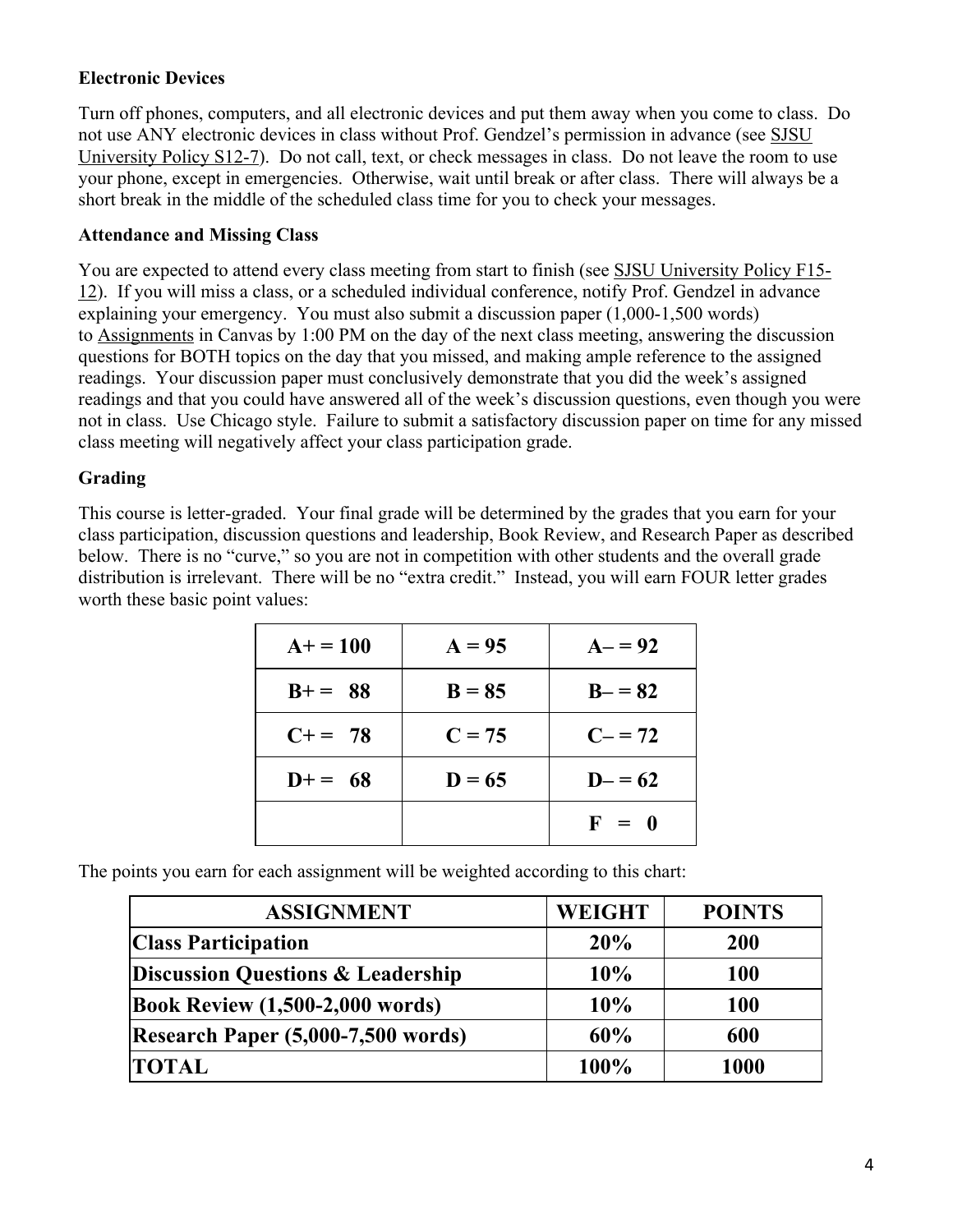**Electronic Devices**

Turn off phones, computers, and all electronic devices and put them away when you come to class. Do not use ANY electronic devices in class without Prof. Gendzel's permission in advance (see SJSU University Policy S12-7). Do not call, text, or check messages in class. Do not leave the room to use your phone, except in emergencies. Otherwise, wait until break or after class. There will always be a short break in the middle of the scheduled class time for you to check your messages.

**Attendance and Missing Class**

You are expected to attend every class meeting from start to finish (see SJSU University Policy F15-12). If you will miss a class, or a scheduled individual conference, notify Prof. Gendzel in advance explaining your emergency. You must also submit a discussion paper (1,000-1,500 words) to Assignments in Canvas by 1:00 PM on the day of the next class meeting, answering the discussion questions for BOTH topics on the day that you missed, and making ample reference to the assigned readings. Your discussion paper must conclusively demonstrate that you did the week's assigned readings and that you could have answered all of the week's discussion questions, even though you were not in class. Use Chicago style. Failure to submit a satisfactory discussion paper on time for any missed class meeting will negatively affect your class participation grade.

**Grading**

This course is letter-graded. Your final grade will be determined by the grades that you earn for your class participation, discussion questions and leadership, Book Review, and Research Paper as described below. There is no "curve," so you are not in competition with other students and the overall grade distribution is irrelevant. There will be no "extra credit." Instead, you will earn FOUR letter grades worth these basic point values:

| | | |
|---|---|---|
| **A+ = 100** | **A = 95** | **A– = 92** |
| **B+ = 88** | **B = 85** | **B– = 82** |
| **C+ = 78** | **C = 75** | **C– = 72** |
| **D+ = 68** | **D = 65** | **D– = 62** |
| | | **F = 0** |

The points you earn for each assignment will be weighted according to this chart:

| ASSIGNMENT | WEIGHT | POINTS |
|---|---|---|
| **Class Participation** | **20%** | **200** |
| **Discussion Questions & Leadership** | **10%** | **100** |
| **Book Review (1,500-2,000 words)** | **10%** | **100** |
| **Research Paper (5,000-7,500 words)** | **60%** | **600** |
| **TOTAL** | **100%** | **1000** |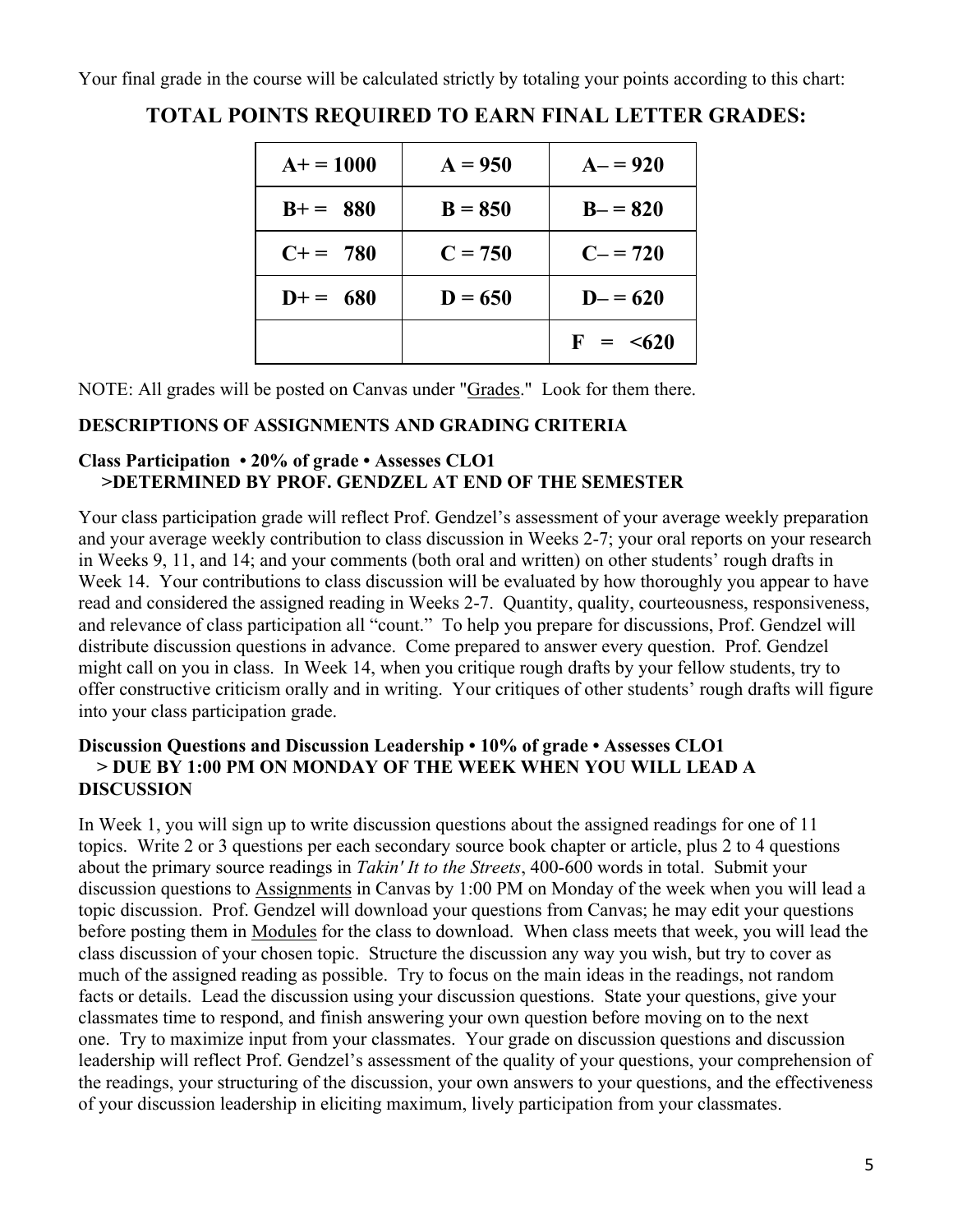Your final grade in the course will be calculated strictly by totaling your points according to this chart:

## TOTAL POINTS REQUIRED TO EARN FINAL LETTER GRADES:

| | | |
|---|---|---|
| **A+ = 1000** | **A = 950** | **A– = 920** |
| **B+ = 880** | **B = 850** | **B– = 820** |
| **C+ = 780** | **C = 750** | **C– = 720** |
| **D+ = 680** | **D = 650** | **D– = 620** |
| | | **F = <620** |

NOTE: All grades will be posted on Canvas under "Grades." Look for them there.

### DESCRIPTIONS OF ASSIGNMENTS AND GRADING CRITERIA

**Class Participation • 20% of grade • Assesses CLO1**
**>DETERMINED BY PROF. GENDZEL AT END OF THE SEMESTER**

Your class participation grade will reflect Prof. Gendzel's assessment of your average weekly preparation and your average weekly contribution to class discussion in Weeks 2-7; your oral reports on your research in Weeks 9, 11, and 14; and your comments (both oral and written) on other students' rough drafts in Week 14. Your contributions to class discussion will be evaluated by how thoroughly you appear to have read and considered the assigned reading in Weeks 2-7. Quantity, quality, courteousness, responsiveness, and relevance of class participation all "count." To help you prepare for discussions, Prof. Gendzel will distribute discussion questions in advance. Come prepared to answer every question. Prof. Gendzel might call on you in class. In Week 14, when you critique rough drafts by your fellow students, try to offer constructive criticism orally and in writing. Your critiques of other students' rough drafts will figure into your class participation grade.

**Discussion Questions and Discussion Leadership • 10% of grade • Assesses CLO1**
**> DUE BY 1:00 PM ON MONDAY OF THE WEEK WHEN YOU WILL LEAD A DISCUSSION**

In Week 1, you will sign up to write discussion questions about the assigned readings for one of 11 topics. Write 2 or 3 questions per each secondary source book chapter or article, plus 2 to 4 questions about the primary source readings in *Takin' It to the Streets*, 400-600 words in total. Submit your discussion questions to Assignments in Canvas by 1:00 PM on Monday of the week when you will lead a topic discussion. Prof. Gendzel will download your questions from Canvas; he may edit your questions before posting them in Modules for the class to download. When class meets that week, you will lead the class discussion of your chosen topic. Structure the discussion any way you wish, but try to cover as much of the assigned reading as possible. Try to focus on the main ideas in the readings, not random facts or details. Lead the discussion using your discussion questions. State your questions, give your classmates time to respond, and finish answering your own question before moving on to the next one. Try to maximize input from your classmates. Your grade on discussion questions and discussion leadership will reflect Prof. Gendzel's assessment of the quality of your questions, your comprehension of the readings, your structuring of the discussion, your own answers to your questions, and the effectiveness of your discussion leadership in eliciting maximum, lively participation from your classmates.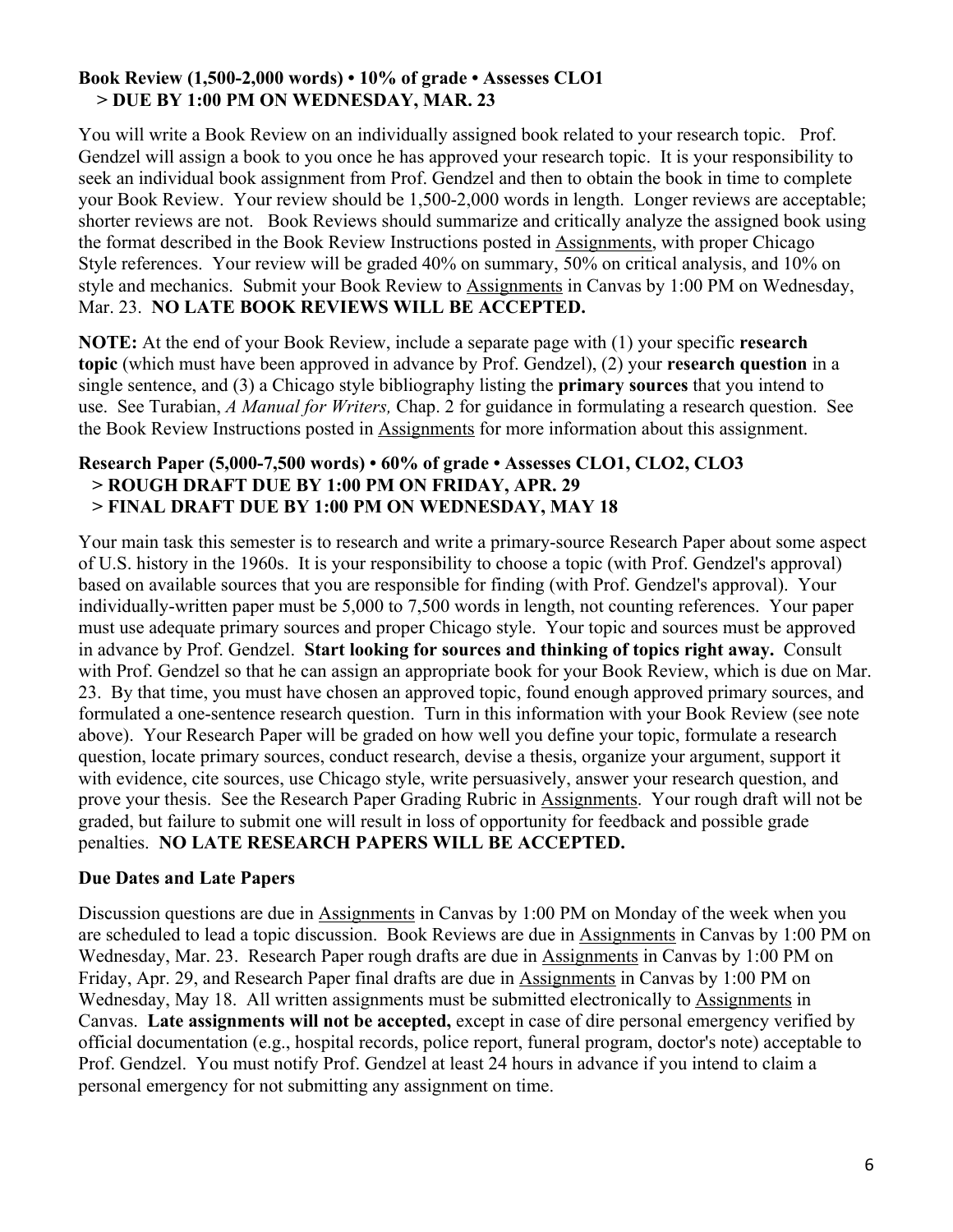**Book Review (1,500-2,000 words) • 10% of grade • Assesses CLO1**
**> DUE BY 1:00 PM ON WEDNESDAY, MAR. 23**

You will write a Book Review on an individually assigned book related to your research topic. Prof. Gendzel will assign a book to you once he has approved your research topic. It is your responsibility to seek an individual book assignment from Prof. Gendzel and then to obtain the book in time to complete your Book Review. Your review should be 1,500-2,000 words in length. Longer reviews are acceptable; shorter reviews are not. Book Reviews should summarize and critically analyze the assigned book using the format described in the Book Review Instructions posted in Assignments, with proper Chicago Style references. Your review will be graded 40% on summary, 50% on critical analysis, and 10% on style and mechanics. Submit your Book Review to Assignments in Canvas by 1:00 PM on Wednesday, Mar. 23. **NO LATE BOOK REVIEWS WILL BE ACCEPTED.**

**NOTE:** At the end of your Book Review, include a separate page with (1) your specific **research topic** (which must have been approved in advance by Prof. Gendzel), (2) your **research question** in a single sentence, and (3) a Chicago style bibliography listing the **primary sources** that you intend to use. See Turabian, *A Manual for Writers,* Chap. 2 for guidance in formulating a research question. See the Book Review Instructions posted in Assignments for more information about this assignment.

**Research Paper (5,000-7,500 words) • 60% of grade • Assesses CLO1, CLO2, CLO3**
**> ROUGH DRAFT DUE BY 1:00 PM ON FRIDAY, APR. 29**
**> FINAL DRAFT DUE BY 1:00 PM ON WEDNESDAY, MAY 18**

Your main task this semester is to research and write a primary-source Research Paper about some aspect of U.S. history in the 1960s. It is your responsibility to choose a topic (with Prof. Gendzel's approval) based on available sources that you are responsible for finding (with Prof. Gendzel's approval). Your individually-written paper must be 5,000 to 7,500 words in length, not counting references. Your paper must use adequate primary sources and proper Chicago style. Your topic and sources must be approved in advance by Prof. Gendzel. **Start looking for sources and thinking of topics right away.** Consult with Prof. Gendzel so that he can assign an appropriate book for your Book Review, which is due on Mar. 23. By that time, you must have chosen an approved topic, found enough approved primary sources, and formulated a one-sentence research question. Turn in this information with your Book Review (see note above). Your Research Paper will be graded on how well you define your topic, formulate a research question, locate primary sources, conduct research, devise a thesis, organize your argument, support it with evidence, cite sources, use Chicago style, write persuasively, answer your research question, and prove your thesis. See the Research Paper Grading Rubric in Assignments. Your rough draft will not be graded, but failure to submit one will result in loss of opportunity for feedback and possible grade penalties. **NO LATE RESEARCH PAPERS WILL BE ACCEPTED.**

**Due Dates and Late Papers**

Discussion questions are due in Assignments in Canvas by 1:00 PM on Monday of the week when you are scheduled to lead a topic discussion. Book Reviews are due in Assignments in Canvas by 1:00 PM on Wednesday, Mar. 23. Research Paper rough drafts are due in Assignments in Canvas by 1:00 PM on Friday, Apr. 29, and Research Paper final drafts are due in Assignments in Canvas by 1:00 PM on Wednesday, May 18. All written assignments must be submitted electronically to Assignments in Canvas. **Late assignments will not be accepted,** except in case of dire personal emergency verified by official documentation (e.g., hospital records, police report, funeral program, doctor's note) acceptable to Prof. Gendzel. You must notify Prof. Gendzel at least 24 hours in advance if you intend to claim a personal emergency for not submitting any assignment on time.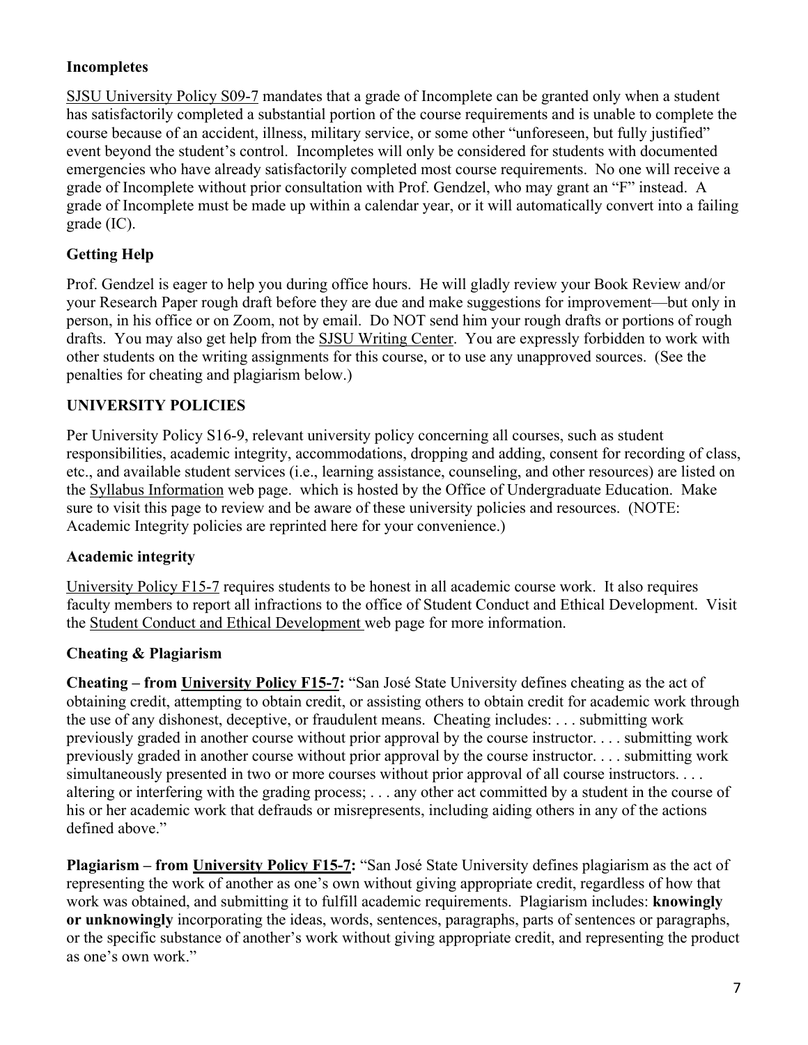### Incompletes

SJSU University Policy S09-7 mandates that a grade of Incomplete can be granted only when a student has satisfactorily completed a substantial portion of the course requirements and is unable to complete the course because of an accident, illness, military service, or some other "unforeseen, but fully justified" event beyond the student's control. Incompletes will only be considered for students with documented emergencies who have already satisfactorily completed most course requirements. No one will receive a grade of Incomplete without prior consultation with Prof. Gendzel, who may grant an "F" instead. A grade of Incomplete must be made up within a calendar year, or it will automatically convert into a failing grade (IC).

### Getting Help

Prof. Gendzel is eager to help you during office hours. He will gladly review your Book Review and/or your Research Paper rough draft before they are due and make suggestions for improvement—but only in person, in his office or on Zoom, not by email. Do NOT send him your rough drafts or portions of rough drafts. You may also get help from the SJSU Writing Center. You are expressly forbidden to work with other students on the writing assignments for this course, or to use any unapproved sources. (See the penalties for cheating and plagiarism below.)

### UNIVERSITY POLICIES

Per University Policy S16-9, relevant university policy concerning all courses, such as student responsibilities, academic integrity, accommodations, dropping and adding, consent for recording of class, etc., and available student services (i.e., learning assistance, counseling, and other resources) are listed on the Syllabus Information web page. which is hosted by the Office of Undergraduate Education. Make sure to visit this page to review and be aware of these university policies and resources. (NOTE: Academic Integrity policies are reprinted here for your convenience.)

### Academic integrity

University Policy F15-7 requires students to be honest in all academic course work. It also requires faculty members to report all infractions to the office of Student Conduct and Ethical Development. Visit the Student Conduct and Ethical Development web page for more information.

### Cheating & Plagiarism

**Cheating – from University Policy F15-7:** "San José State University defines cheating as the act of obtaining credit, attempting to obtain credit, or assisting others to obtain credit for academic work through the use of any dishonest, deceptive, or fraudulent means. Cheating includes: . . . submitting work previously graded in another course without prior approval by the course instructor. . . . submitting work previously graded in another course without prior approval by the course instructor. . . . submitting work simultaneously presented in two or more courses without prior approval of all course instructors. . . . altering or interfering with the grading process; . . . any other act committed by a student in the course of his or her academic work that defrauds or misrepresents, including aiding others in any of the actions defined above."

**Plagiarism – from University Policy F15-7:** "San José State University defines plagiarism as the act of representing the work of another as one's own without giving appropriate credit, regardless of how that work was obtained, and submitting it to fulfill academic requirements. Plagiarism includes: **knowingly or unknowingly** incorporating the ideas, words, sentences, paragraphs, parts of sentences or paragraphs, or the specific substance of another's work without giving appropriate credit, and representing the product as one's own work."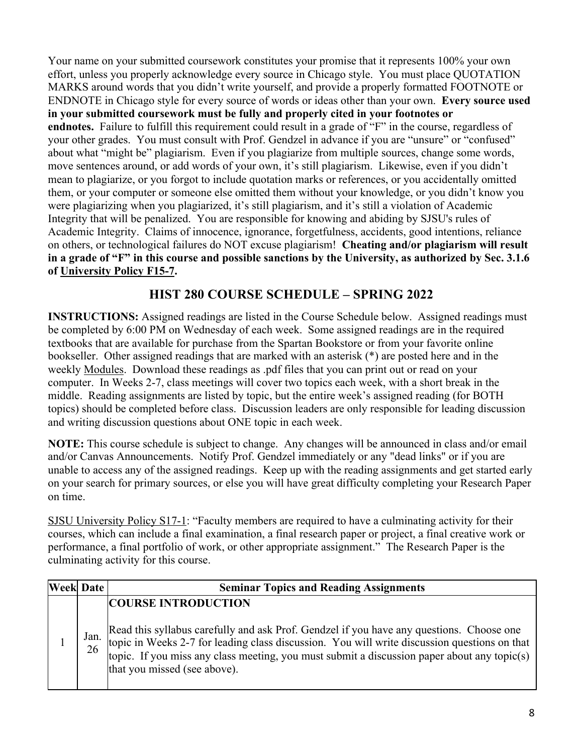Your name on your submitted coursework constitutes your promise that it represents 100% your own effort, unless you properly acknowledge every source in Chicago style. You must place QUOTATION MARKS around words that you didn't write yourself, and provide a properly formatted FOOTNOTE or ENDNOTE in Chicago style for every source of words or ideas other than your own. **Every source used in your submitted coursework must be fully and properly cited in your footnotes or endnotes.** Failure to fulfill this requirement could result in a grade of "F" in the course, regardless of your other grades. You must consult with Prof. Gendzel in advance if you are "unsure" or "confused" about what "might be" plagiarism. Even if you plagiarize from multiple sources, change some words, move sentences around, or add words of your own, it's still plagiarism. Likewise, even if you didn't mean to plagiarize, or you forgot to include quotation marks or references, or you accidentally omitted them, or your computer or someone else omitted them without your knowledge, or you didn't know you were plagiarizing when you plagiarized, it's still plagiarism, and it's still a violation of Academic Integrity that will be penalized. You are responsible for knowing and abiding by SJSU's rules of Academic Integrity. Claims of innocence, ignorance, forgetfulness, accidents, good intentions, reliance on others, or technological failures do NOT excuse plagiarism! **Cheating and/or plagiarism will result in a grade of "F" in this course and possible sanctions by the University, as authorized by Sec. 3.1.6 of University Policy F15-7.**

## HIST 280 COURSE SCHEDULE – SPRING 2022

**INSTRUCTIONS:** Assigned readings are listed in the Course Schedule below. Assigned readings must be completed by 6:00 PM on Wednesday of each week. Some assigned readings are in the required textbooks that are available for purchase from the Spartan Bookstore or from your favorite online bookseller. Other assigned readings that are marked with an asterisk (*) are posted here and in the weekly Modules. Download these readings as .pdf files that you can print out or read on your computer. In Weeks 2-7, class meetings will cover two topics each week, with a short break in the middle. Reading assignments are listed by topic, but the entire week's assigned reading (for BOTH topics) should be completed before class. Discussion leaders are only responsible for leading discussion and writing discussion questions about ONE topic in each week.

**NOTE:** This course schedule is subject to change. Any changes will be announced in class and/or email and/or Canvas Announcements. Notify Prof. Gendzel immediately or any "dead links" or if you are unable to access any of the assigned readings. Keep up with the reading assignments and get started early on your search for primary sources, or else you will have great difficulty completing your Research Paper on time.

SJSU University Policy S17-1: "Faculty members are required to have a culminating activity for their courses, which can include a final examination, a final research paper or project, a final creative work or performance, a final portfolio of work, or other appropriate assignment." The Research Paper is the culminating activity for this course.

| Week | Date | Seminar Topics and Reading Assignments |
|---|---|---|
| 1 | Jan. 26 | **COURSE INTRODUCTION**<br><br>Read this syllabus carefully and ask Prof. Gendzel if you have any questions. Choose one topic in Weeks 2-7 for leading class discussion. You will write discussion questions on that topic. If you miss any class meeting, you must submit a discussion paper about any topic(s) that you missed (see above). |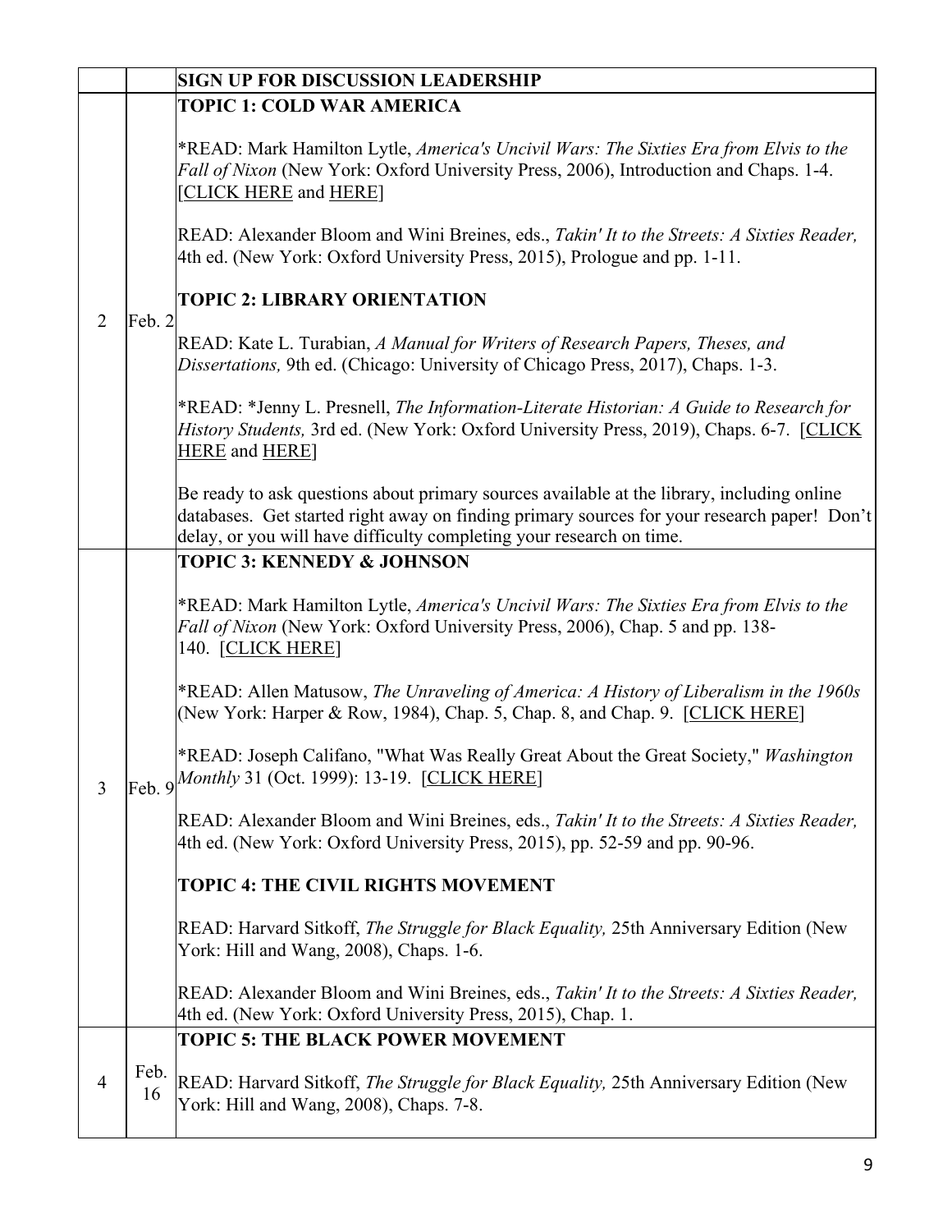| | | SIGN UP FOR DISCUSSION LEADERSHIP |
|---|---|---|
| 2 | Feb. 2 | **TOPIC 1: COLD WAR AMERICA**<br><br>*READ: Mark Hamilton Lytle, *America's Uncivil Wars: The Sixties Era from Elvis to the Fall of Nixon* (New York: Oxford University Press, 2006), Introduction and Chaps. 1-4. [CLICK HERE and HERE]<br><br>READ: Alexander Bloom and Wini Breines, eds., *Takin' It to the Streets: A Sixties Reader,* 4th ed. (New York: Oxford University Press, 2015), Prologue and pp. 1-11.<br><br>**TOPIC 2: LIBRARY ORIENTATION**<br><br>READ: Kate L. Turabian, *A Manual for Writers of Research Papers, Theses, and Dissertations,* 9th ed. (Chicago: University of Chicago Press, 2017), Chaps. 1-3.<br><br>*READ: *Jenny L. Presnell, *The Information-Literate Historian: A Guide to Research for History Students,* 3rd ed. (New York: Oxford University Press, 2019), Chaps. 6-7. [CLICK HERE and HERE]<br><br>Be ready to ask questions about primary sources available at the library, including online databases. Get started right away on finding primary sources for your research paper! Don't delay, or you will have difficulty completing your research on time. |
| 3 | Feb. 9 | **TOPIC 3: KENNEDY & JOHNSON**<br><br>*READ: Mark Hamilton Lytle, *America's Uncivil Wars: The Sixties Era from Elvis to the Fall of Nixon* (New York: Oxford University Press, 2006), Chap. 5 and pp. 138-140. [CLICK HERE]<br><br>*READ: Allen Matusow, *The Unraveling of America: A History of Liberalism in the 1960s* (New York: Harper & Row, 1984), Chap. 5, Chap. 8, and Chap. 9. [CLICK HERE]<br><br>*READ: Joseph Califano, "What Was Really Great About the Great Society," *Washington Monthly* 31 (Oct. 1999): 13-19. [CLICK HERE]<br><br>READ: Alexander Bloom and Wini Breines, eds., *Takin' It to the Streets: A Sixties Reader,* 4th ed. (New York: Oxford University Press, 2015), pp. 52-59 and pp. 90-96.<br><br>**TOPIC 4: THE CIVIL RIGHTS MOVEMENT**<br><br>READ: Harvard Sitkoff, *The Struggle for Black Equality,* 25th Anniversary Edition (New York: Hill and Wang, 2008), Chaps. 1-6.<br><br>READ: Alexander Bloom and Wini Breines, eds., *Takin' It to the Streets: A Sixties Reader,* 4th ed. (New York: Oxford University Press, 2015), Chap. 1. |
| 4 | Feb. 16 | **TOPIC 5: THE BLACK POWER MOVEMENT**<br><br>READ: Harvard Sitkoff, *The Struggle for Black Equality,* 25th Anniversary Edition (New York: Hill and Wang, 2008), Chaps. 7-8. |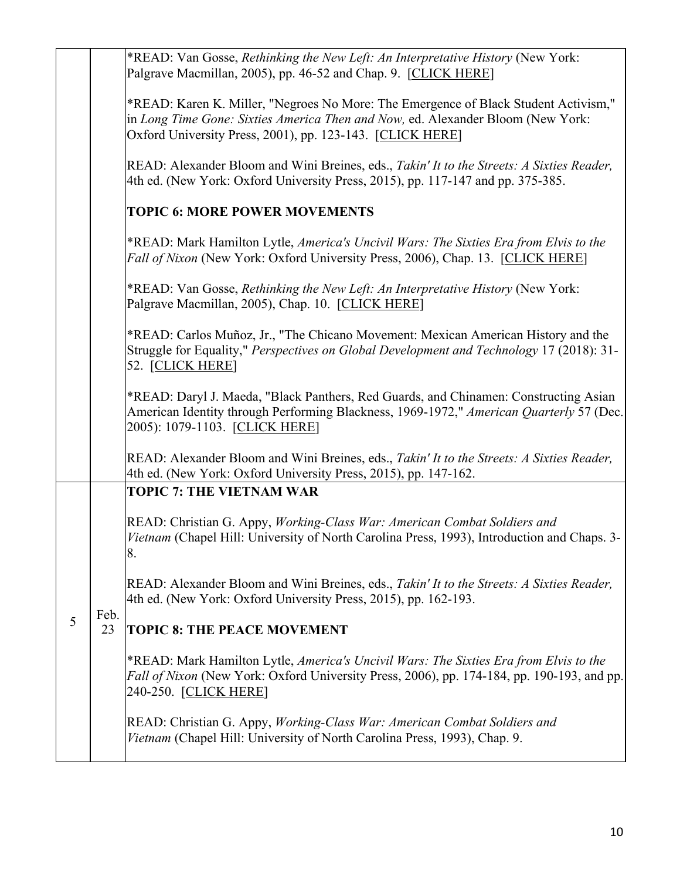| | | |
|---|---|---|
| | | *READ: Van Gosse, *Rethinking the New Left: An Interpretative History* (New York: Palgrave Macmillan, 2005), pp. 46-52 and Chap. 9. [CLICK HERE]<br><br>*READ: Karen K. Miller, "Negroes No More: The Emergence of Black Student Activism," in *Long Time Gone: Sixties America Then and Now,* ed. Alexander Bloom (New York: Oxford University Press, 2001), pp. 123-143. [CLICK HERE]<br><br>READ: Alexander Bloom and Wini Breines, eds., *Takin' It to the Streets: A Sixties Reader,* 4th ed. (New York: Oxford University Press, 2015), pp. 117-147 and pp. 375-385.<br><br>**TOPIC 6: MORE POWER MOVEMENTS**<br><br>*READ: Mark Hamilton Lytle, *America's Uncivil Wars: The Sixties Era from Elvis to the Fall of Nixon* (New York: Oxford University Press, 2006), Chap. 13. [CLICK HERE]<br><br>*READ: Van Gosse, *Rethinking the New Left: An Interpretative History* (New York: Palgrave Macmillan, 2005), Chap. 10. [CLICK HERE]<br><br>*READ: Carlos Muñoz, Jr., "The Chicano Movement: Mexican American History and the Struggle for Equality," *Perspectives on Global Development and Technology* 17 (2018): 31-52. [CLICK HERE]<br><br>*READ: Daryl J. Maeda, "Black Panthers, Red Guards, and Chinamen: Constructing Asian American Identity through Performing Blackness, 1969-1972," *American Quarterly* 57 (Dec. 2005): 1079-1103. [CLICK HERE]<br><br>READ: Alexander Bloom and Wini Breines, eds., *Takin' It to the Streets: A Sixties Reader,* 4th ed. (New York: Oxford University Press, 2015), pp. 147-162. |
| 5 | Feb. 23 | **TOPIC 7: THE VIETNAM WAR**<br><br>READ: Christian G. Appy, *Working-Class War: American Combat Soldiers and Vietnam* (Chapel Hill: University of North Carolina Press, 1993), Introduction and Chaps. 3-8.<br><br>READ: Alexander Bloom and Wini Breines, eds., *Takin' It to the Streets: A Sixties Reader,* 4th ed. (New York: Oxford University Press, 2015), pp. 162-193.<br><br>**TOPIC 8: THE PEACE MOVEMENT**<br><br>*READ: Mark Hamilton Lytle, *America's Uncivil Wars: The Sixties Era from Elvis to the Fall of Nixon* (New York: Oxford University Press, 2006), pp. 174-184, pp. 190-193, and pp. 240-250. [CLICK HERE]<br><br>READ: Christian G. Appy, *Working-Class War: American Combat Soldiers and Vietnam* (Chapel Hill: University of North Carolina Press, 1993), Chap. 9. |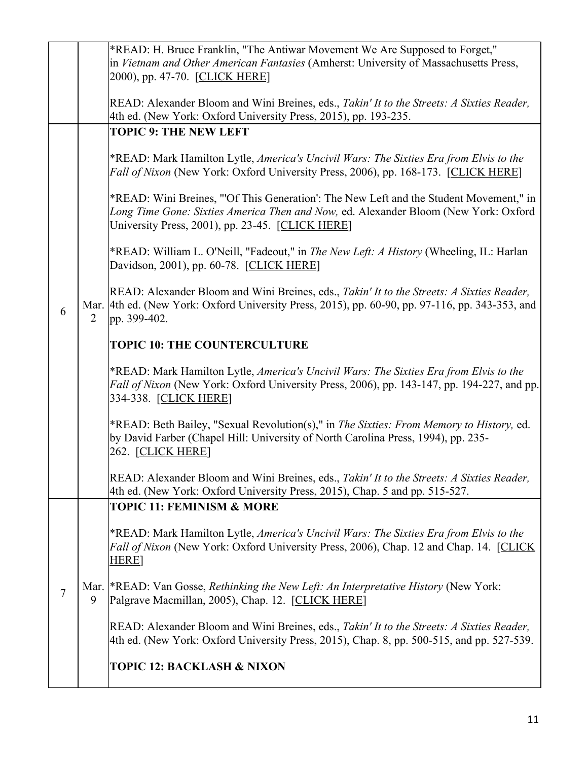| | | |
|---|---|---|
| | | *READ: H. Bruce Franklin, "The Antiwar Movement We Are Supposed to Forget," in *Vietnam and Other American Fantasies* (Amherst: University of Massachusetts Press, 2000), pp. 47-70. [CLICK HERE]<br><br>READ: Alexander Bloom and Wini Breines, eds., *Takin' It to the Streets: A Sixties Reader,* 4th ed. (New York: Oxford University Press, 2015), pp. 193-235. |
| 6 | Mar. 2 | **TOPIC 9: THE NEW LEFT**<br><br>*READ: Mark Hamilton Lytle, *America's Uncivil Wars: The Sixties Era from Elvis to the Fall of Nixon* (New York: Oxford University Press, 2006), pp. 168-173. [CLICK HERE]<br><br>*READ: Wini Breines, "'Of This Generation': The New Left and the Student Movement," in *Long Time Gone: Sixties America Then and Now,* ed. Alexander Bloom (New York: Oxford University Press, 2001), pp. 23-45. [CLICK HERE]<br><br>*READ: William L. O'Neill, "Fadeout," in *The New Left: A History* (Wheeling, IL: Harlan Davidson, 2001), pp. 60-78. [CLICK HERE]<br><br>READ: Alexander Bloom and Wini Breines, eds., *Takin' It to the Streets: A Sixties Reader,* 4th ed. (New York: Oxford University Press, 2015), pp. 60-90, pp. 97-116, pp. 343-353, and pp. 399-402.<br><br>**TOPIC 10: THE COUNTERCULTURE**<br><br>*READ: Mark Hamilton Lytle, *America's Uncivil Wars: The Sixties Era from Elvis to the Fall of Nixon* (New York: Oxford University Press, 2006), pp. 143-147, pp. 194-227, and pp. 334-338. [CLICK HERE]<br><br>*READ: Beth Bailey, "Sexual Revolution(s)," in *The Sixties: From Memory to History,* ed. by David Farber (Chapel Hill: University of North Carolina Press, 1994), pp. 235-262. [CLICK HERE]<br><br>READ: Alexander Bloom and Wini Breines, eds., *Takin' It to the Streets: A Sixties Reader,* 4th ed. (New York: Oxford University Press, 2015), Chap. 5 and pp. 515-527. |
| 7 | Mar. 9 | **TOPIC 11: FEMINISM & MORE**<br><br>*READ: Mark Hamilton Lytle, *America's Uncivil Wars: The Sixties Era from Elvis to the Fall of Nixon* (New York: Oxford University Press, 2006), Chap. 12 and Chap. 14. [CLICK HERE]<br><br>*READ: Van Gosse, *Rethinking the New Left: An Interpretative History* (New York: Palgrave Macmillan, 2005), Chap. 12. [CLICK HERE]<br><br>READ: Alexander Bloom and Wini Breines, eds., *Takin' It to the Streets: A Sixties Reader,* 4th ed. (New York: Oxford University Press, 2015), Chap. 8, pp. 500-515, and pp. 527-539.<br><br>**TOPIC 12: BACKLASH & NIXON** |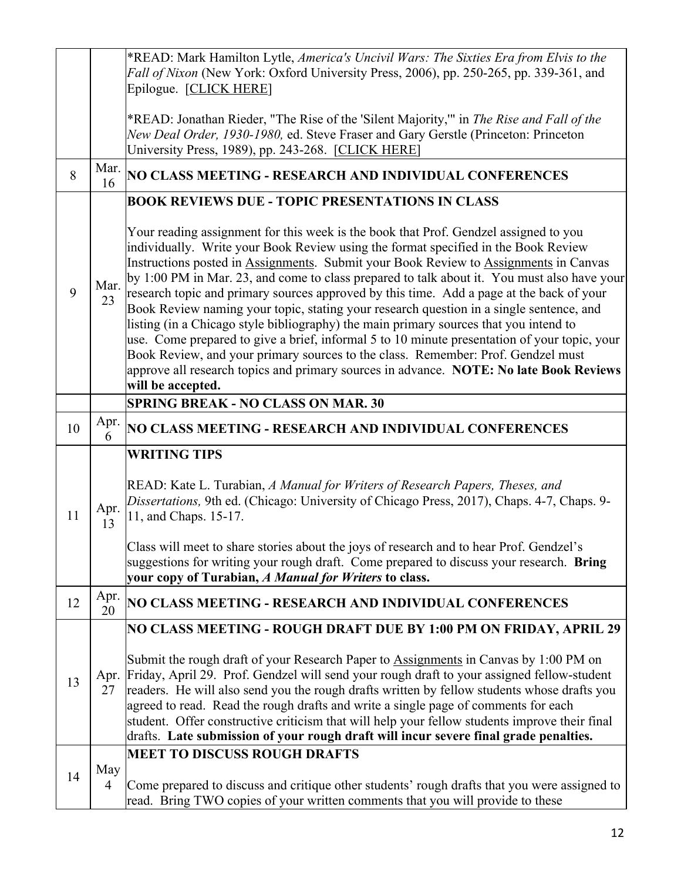| | | |
|---|---|---|
| | | *READ: Mark Hamilton Lytle, *America's Uncivil Wars: The Sixties Era from Elvis to the Fall of Nixon* (New York: Oxford University Press, 2006), pp. 250-265, pp. 339-361, and Epilogue. [CLICK HERE]<br><br>*READ: Jonathan Rieder, "The Rise of the 'Silent Majority,'" in *The Rise and Fall of the New Deal Order, 1930-1980,* ed. Steve Fraser and Gary Gerstle (Princeton: Princeton University Press, 1989), pp. 243-268. [CLICK HERE] |
| 8 | Mar. 16 | **NO CLASS MEETING - RESEARCH AND INDIVIDUAL CONFERENCES** |
| 9 | Mar. 23 | **BOOK REVIEWS DUE - TOPIC PRESENTATIONS IN CLASS**<br><br>Your reading assignment for this week is the book that Prof. Gendzel assigned to you individually. Write your Book Review using the format specified in the Book Review Instructions posted in Assignments. Submit your Book Review to Assignments in Canvas by 1:00 PM in Mar. 23, and come to class prepared to talk about it. You must also have your research topic and primary sources approved by this time. Add a page at the back of your Book Review naming your topic, stating your research question in a single sentence, and listing (in a Chicago style bibliography) the main primary sources that you intend to use. Come prepared to give a brief, informal 5 to 10 minute presentation of your topic, your Book Review, and your primary sources to the class. Remember: Prof. Gendzel must approve all research topics and primary sources in advance. **NOTE: No late Book Reviews will be accepted.** |
| | | **SPRING BREAK - NO CLASS ON MAR. 30** |
| 10 | Apr. 6 | **NO CLASS MEETING - RESEARCH AND INDIVIDUAL CONFERENCES** |
| 11 | Apr. 13 | **WRITING TIPS**<br><br>READ: Kate L. Turabian, *A Manual for Writers of Research Papers, Theses, and Dissertations,* 9th ed. (Chicago: University of Chicago Press, 2017), Chaps. 4-7, Chaps. 9-11, and Chaps. 15-17.<br><br>Class will meet to share stories about the joys of research and to hear Prof. Gendzel's suggestions for writing your rough draft. Come prepared to discuss your research. **Bring your copy of Turabian, *A Manual for Writers* to class.** |
| 12 | Apr. 20 | **NO CLASS MEETING - RESEARCH AND INDIVIDUAL CONFERENCES** |
| 13 | Apr. 27 | **NO CLASS MEETING - ROUGH DRAFT DUE BY 1:00 PM ON FRIDAY, APRIL 29**<br><br>Submit the rough draft of your Research Paper to Assignments in Canvas by 1:00 PM on Friday, April 29. Prof. Gendzel will send your rough draft to your assigned fellow-student readers. He will also send you the rough drafts written by fellow students whose drafts you agreed to read. Read the rough drafts and write a single page of comments for each student. Offer constructive criticism that will help your fellow students improve their final drafts. **Late submission of your rough draft will incur severe final grade penalties.** |
| 14 | May 4 | **MEET TO DISCUSS ROUGH DRAFTS**<br><br>Come prepared to discuss and critique other students' rough drafts that you were assigned to read. Bring TWO copies of your written comments that you will provide to these |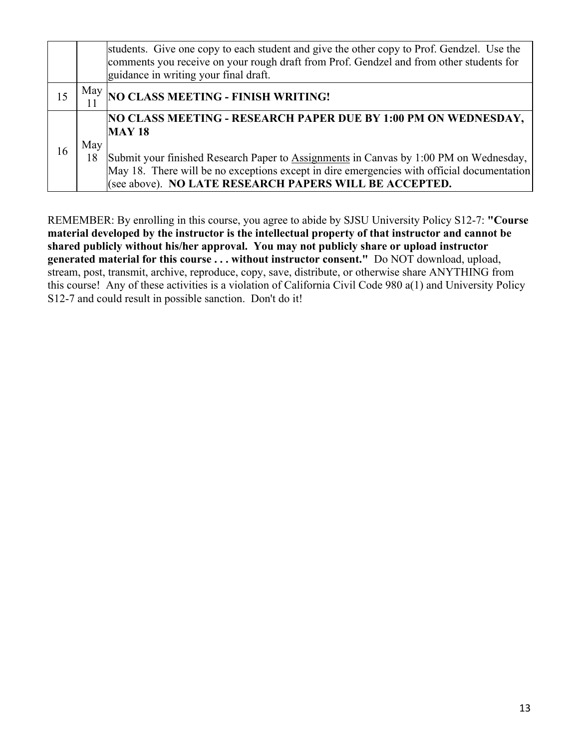| | | |
|---|---|---|
| | | students. Give one copy to each student and give the other copy to Prof. Gendzel. Use the comments you receive on your rough draft from Prof. Gendzel and from other students for guidance in writing your final draft. |
| 15 | May 11 | **NO CLASS MEETING - FINISH WRITING!** |
| 16 | May 18 | **NO CLASS MEETING - RESEARCH PAPER DUE BY 1:00 PM ON WEDNESDAY, MAY 18**<br><br>Submit your finished Research Paper to Assignments in Canvas by 1:00 PM on Wednesday, May 18. There will be no exceptions except in dire emergencies with official documentation (see above). **NO LATE RESEARCH PAPERS WILL BE ACCEPTED.** |

REMEMBER: By enrolling in this course, you agree to abide by SJSU University Policy S12-7: **"Course material developed by the instructor is the intellectual property of that instructor and cannot be shared publicly without his/her approval. You may not publicly share or upload instructor generated material for this course . . . without instructor consent."** Do NOT download, upload, stream, post, transmit, archive, reproduce, copy, save, distribute, or otherwise share ANYTHING from this course! Any of these activities is a violation of California Civil Code 980 a(1) and University Policy S12-7 and could result in possible sanction. Don't do it!